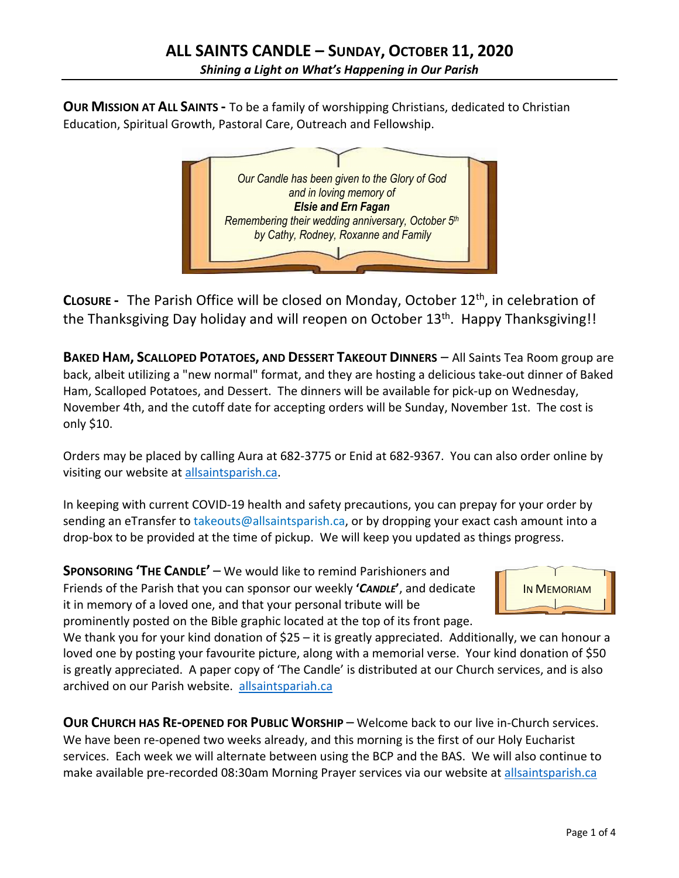# ALL SAINTS CANDLE – SUNDAY, OCTOBER 11, 2020

***Shining a Light on What's Happening in Our Parish***

**OUR MISSION AT ALL SAINTS -** To be a family of worshipping Christians, dedicated to Christian Education, Spiritual Growth, Pastoral Care, Outreach and Fellowship.

*Our Candle has been given to the Glory of God*
*and in loving memory of*
***Elsie and Ern Fagan***
*Remembering their wedding anniversary, October 5th*
*by Cathy, Rodney, Roxanne and Family*

**CLOSURE -** The Parish Office will be closed on Monday, October 12th, in celebration of the Thanksgiving Day holiday and will reopen on October 13th. Happy Thanksgiving!!

**BAKED HAM, SCALLOPED POTATOES, AND DESSERT TAKEOUT DINNERS** – All Saints Tea Room group are back, albeit utilizing a "new normal" format, and they are hosting a delicious take-out dinner of Baked Ham, Scalloped Potatoes, and Dessert. The dinners will be available for pick-up on Wednesday, November 4th, and the cutoff date for accepting orders will be Sunday, November 1st. The cost is only $10.

Orders may be placed by calling Aura at 682-3775 or Enid at 682-9367. You can also order online by visiting our website at allsaintsparish.ca.

In keeping with current COVID-19 health and safety precautions, you can prepay for your order by sending an eTransfer to takeouts@allsaintsparish.ca, or by dropping your exact cash amount into a drop-box to be provided at the time of pickup. We will keep you updated as things progress.

**SPONSORING 'THE CANDLE'** – We would like to remind Parishioners and Friends of the Parish that you can sponsor our weekly **'*CANDLE*'**, and dedicate it in memory of a loved one, and that your personal tribute will be prominently posted on the Bible graphic located at the top of its front page. We thank you for your kind donation of $25 – it is greatly appreciated. Additionally, we can honour a loved one by posting your favourite picture, along with a memorial verse. Your kind donation of $50 is greatly appreciated. A paper copy of 'The Candle' is distributed at our Church services, and is also archived on our Parish website. allsaintspariah.ca

IN MEMORIAM

**OUR CHURCH HAS RE-OPENED FOR PUBLIC WORSHIP** – Welcome back to our live in-Church services. We have been re-opened two weeks already, and this morning is the first of our Holy Eucharist services. Each week we will alternate between using the BCP and the BAS. We will also continue to make available pre-recorded 08:30am Morning Prayer services via our website at allsaintsparish.ca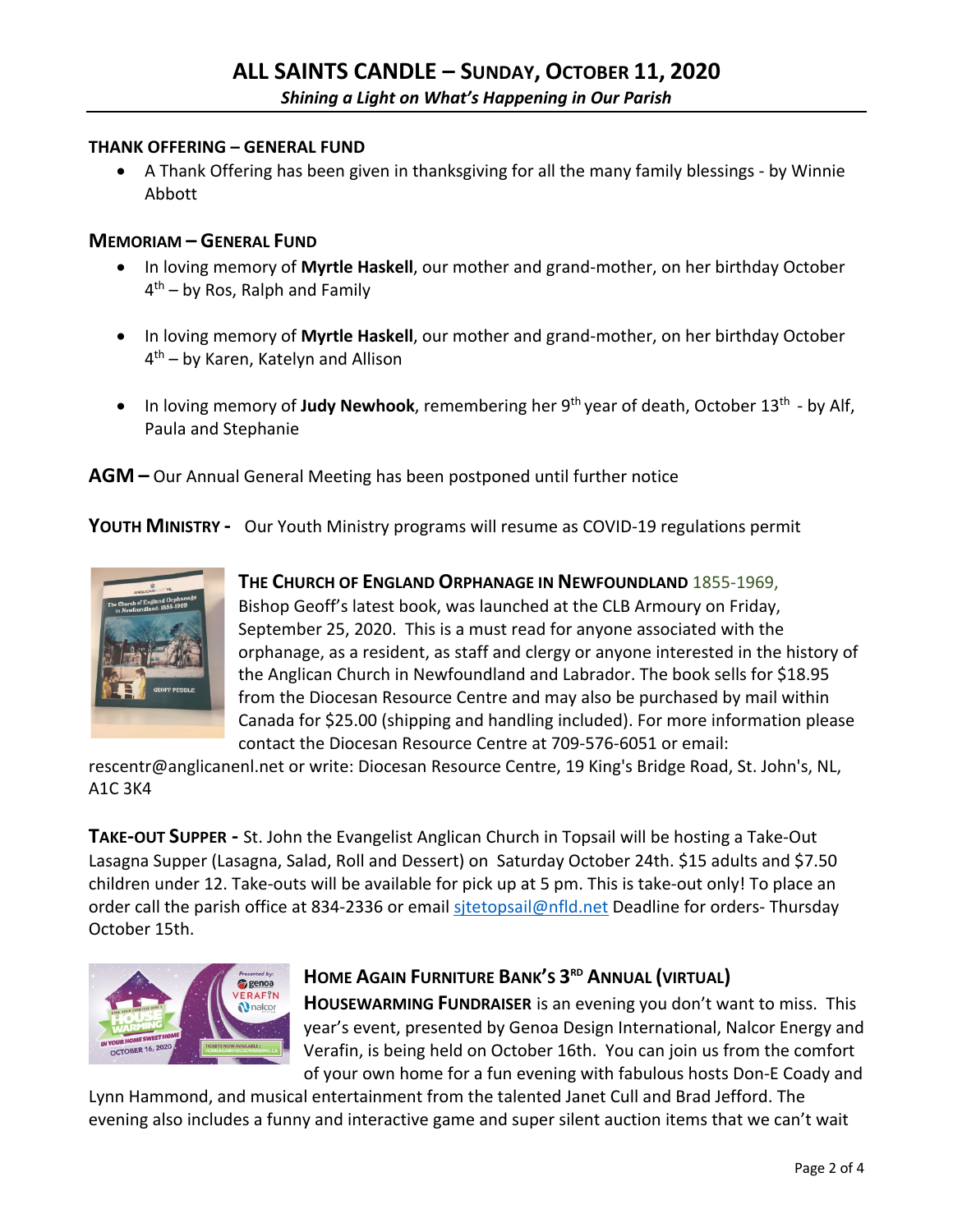# ALL SAINTS CANDLE – SUNDAY, OCTOBER 11, 2020

*Shining a Light on What's Happening in Our Parish*

**THANK OFFERING – GENERAL FUND**

- A Thank Offering has been given in thanksgiving for all the many family blessings - by Winnie Abbott

**MEMORIAM – GENERAL FUND**

- In loving memory of **Myrtle Haskell**, our mother and grand-mother, on her birthday October 4th – by Ros, Ralph and Family
- In loving memory of **Myrtle Haskell**, our mother and grand-mother, on her birthday October 4th – by Karen, Katelyn and Allison
- In loving memory of **Judy Newhook**, remembering her 9th year of death, October 13th - by Alf, Paula and Stephanie

**AGM –** Our Annual General Meeting has been postponed until further notice

**YOUTH MINISTRY -** Our Youth Ministry programs will resume as COVID-19 regulations permit

**THE CHURCH OF ENGLAND ORPHANAGE IN NEWFOUNDLAND** 1855-1969, Bishop Geoff's latest book, was launched at the CLB Armoury on Friday, September 25, 2020. This is a must read for anyone associated with the orphanage, as a resident, as staff and clergy or anyone interested in the history of the Anglican Church in Newfoundland and Labrador. The book sells for $18.95 from the Diocesan Resource Centre and may also be purchased by mail within Canada for $25.00 (shipping and handling included). For more information please contact the Diocesan Resource Centre at 709-576-6051 or email: rescentr@anglicanenl.net or write: Diocesan Resource Centre, 19 King's Bridge Road, St. John's, NL, A1C 3K4

**TAKE-OUT SUPPER -** St. John the Evangelist Anglican Church in Topsail will be hosting a Take-Out Lasagna Supper (Lasagna, Salad, Roll and Dessert) on Saturday October 24th. $15 adults and $7.50 children under 12. Take-outs will be available for pick up at 5 pm. This is take-out only! To place an order call the parish office at 834-2336 or email sjtetopsail@nfld.net Deadline for orders- Thursday October 15th.

**HOME AGAIN FURNITURE BANK'S 3RD ANNUAL (VIRTUAL) HOUSEWARMING FUNDRAISER** is an evening you don't want to miss. This year's event, presented by Genoa Design International, Nalcor Energy and Verafin, is being held on October 16th. You can join us from the comfort of your own home for a fun evening with fabulous hosts Don-E Coady and Lynn Hammond, and musical entertainment from the talented Janet Cull and Brad Jefford. The evening also includes a funny and interactive game and super silent auction items that we can't wait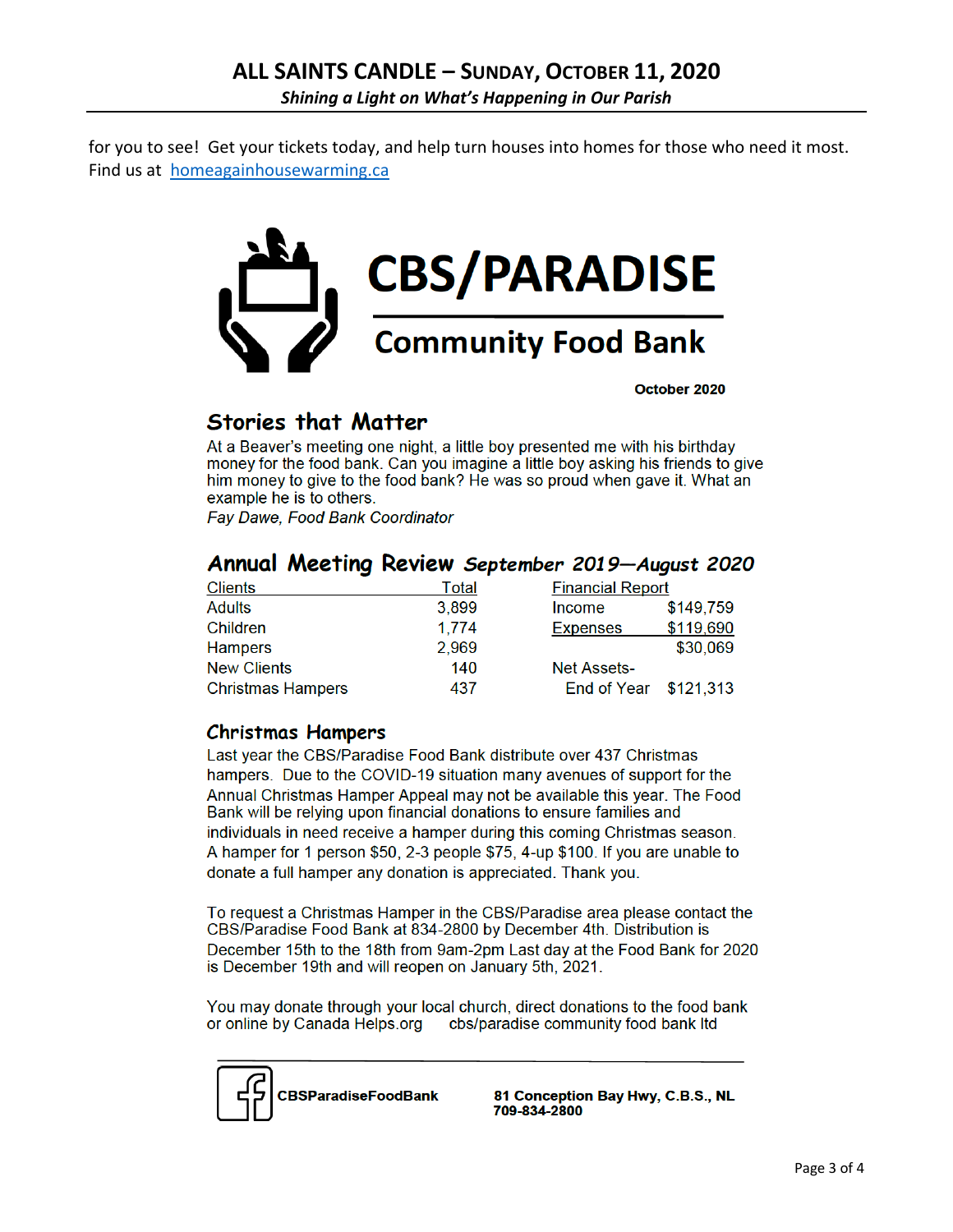for you to see! Get your tickets today, and help turn houses into homes for those who need it most. Find us at [homeagainhousewarming.ca](homeagainhousewarming.ca)

# CBS/PARADISE

## Community Food Bank

**October 2020**

### Stories that Matter

At a Beaver's meeting one night, a little boy presented me with his birthday money for the food bank. Can you imagine a little boy asking his friends to give him money to give to the food bank? He was so proud when gave it. What an example he is to others.

*Fay Dawe, Food Bank Coordinator*

### Annual Meeting Review *September 2019—August 2020*

| Clients | Total |
|---|---|
| Adults | 3,899 |
| Children | 1,774 |
| Hampers | 2,969 |
| New Clients | 140 |
| Christmas Hampers | 437 |

| Financial Report | |
|---|---|
| Income | $149,759 |
| Expenses | $119,690 |
| | $30,069 |
| Net Assets- End of Year | $121,313 |

### Christmas Hampers

Last year the CBS/Paradise Food Bank distribute over 437 Christmas hampers. Due to the COVID-19 situation many avenues of support for the Annual Christmas Hamper Appeal may not be available this year. The Food Bank will be relying upon financial donations to ensure families and individuals in need receive a hamper during this coming Christmas season. A hamper for 1 person $50, 2-3 people $75, 4-up $100. If you are unable to donate a full hamper any donation is appreciated. Thank you.

To request a Christmas Hamper in the CBS/Paradise area please contact the CBS/Paradise Food Bank at 834-2800 by December 4th. Distribution is December 15th to the 18th from 9am-2pm Last day at the Food Bank for 2020 is December 19th and will reopen on January 5th, 2021.

You may donate through your local church, direct donations to the food bank or online by Canada Helps.org cbs/paradise community food bank ltd

---

**CBSParadiseFoodBank**

**81 Conception Bay Hwy, C.B.S., NL**
**709-834-2800**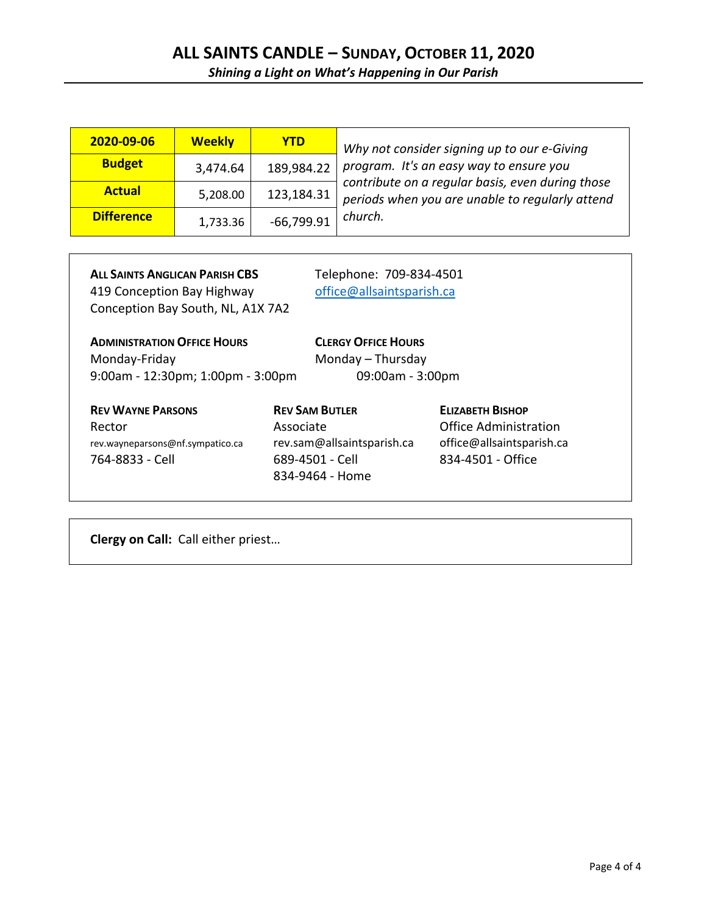| 2020-09-06 | Weekly | YTD |
| --- | --- | --- |
| Budget | 3,474.64 | 189,984.22 |
| Actual | 5,208.00 | 123,184.31 |
| Difference | 1,733.36 | -66,799.91 |

*Why not consider signing up to our e-Giving program. It's an easy way to ensure you contribute on a regular basis, even during those periods when you are unable to regularly attend church.*

**ALL SAINTS ANGLICAN PARISH CBS**
419 Conception Bay Highway
Conception Bay South, NL, A1X 7A2

Telephone: 709-834-4501
office@allsaintsparish.ca

**ADMINISTRATION OFFICE HOURS**
Monday-Friday
9:00am - 12:30pm; 1:00pm - 3:00pm

**CLERGY OFFICE HOURS**
Monday – Thursday
09:00am - 3:00pm

**REV WAYNE PARSONS**
Rector
rev.wayneparsons@nf.sympatico.ca
764-8833 - Cell

**REV SAM BUTLER**
Associate
rev.sam@allsaintsparish.ca
689-4501 - Cell
834-9464 - Home

**ELIZABETH BISHOP**
Office Administration
office@allsaintsparish.ca
834-4501 - Office

**Clergy on Call:** Call either priest…